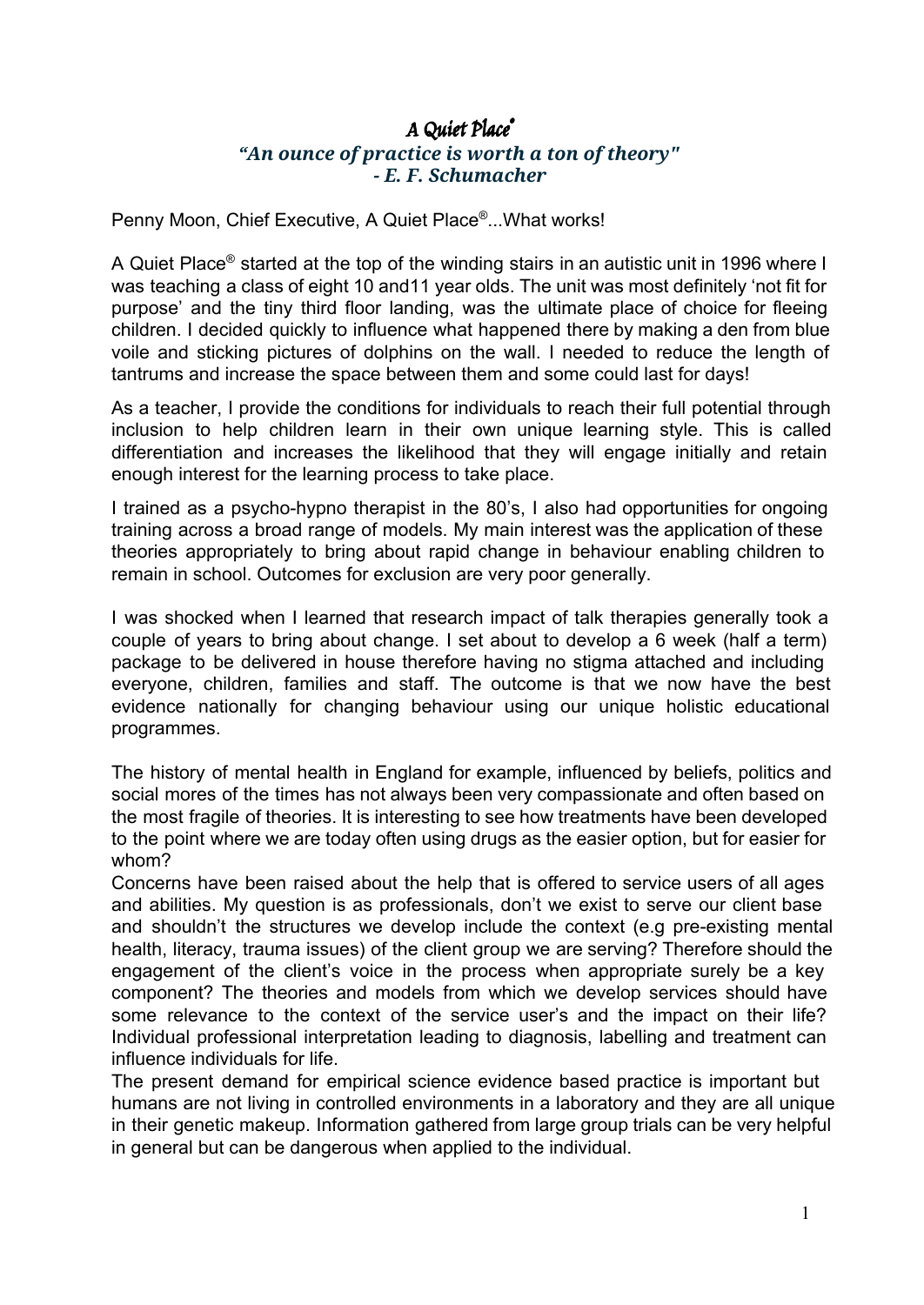# *A Quiet Place®*

***"An ounce of practice is worth a ton of theory"***
***- E. F. Schumacher***

Penny Moon, Chief Executive, A Quiet Place®...What works!

A Quiet Place® started at the top of the winding stairs in an autistic unit in 1996 where I was teaching a class of eight 10 and11 year olds. The unit was most definitely 'not fit for purpose' and the tiny third floor landing, was the ultimate place of choice for fleeing children. I decided quickly to influence what happened there by making a den from blue voile and sticking pictures of dolphins on the wall. I needed to reduce the length of tantrums and increase the space between them and some could last for days!

As a teacher, I provide the conditions for individuals to reach their full potential through inclusion to help children learn in their own unique learning style. This is called differentiation and increases the likelihood that they will engage initially and retain enough interest for the learning process to take place.

I trained as a psycho-hypno therapist in the 80's, I also had opportunities for ongoing training across a broad range of models. My main interest was the application of these theories appropriately to bring about rapid change in behaviour enabling children to remain in school. Outcomes for exclusion are very poor generally.

I was shocked when I learned that research impact of talk therapies generally took a couple of years to bring about change. I set about to develop a 6 week (half a term) package to be delivered in house therefore having no stigma attached and including everyone, children, families and staff. The outcome is that we now have the best evidence nationally for changing behaviour using our unique holistic educational programmes.

The history of mental health in England for example, influenced by beliefs, politics and social mores of the times has not always been very compassionate and often based on the most fragile of theories. It is interesting to see how treatments have been developed to the point where we are today often using drugs as the easier option, but for easier for whom?

Concerns have been raised about the help that is offered to service users of all ages and abilities. My question is as professionals, don't we exist to serve our client base and shouldn't the structures we develop include the context (e.g pre-existing mental health, literacy, trauma issues) of the client group we are serving? Therefore should the engagement of the client's voice in the process when appropriate surely be a key component? The theories and models from which we develop services should have some relevance to the context of the service user's and the impact on their life? Individual professional interpretation leading to diagnosis, labelling and treatment can influence individuals for life.

The present demand for empirical science evidence based practice is important but humans are not living in controlled environments in a laboratory and they are all unique in their genetic makeup. Information gathered from large group trials can be very helpful in general but can be dangerous when applied to the individual.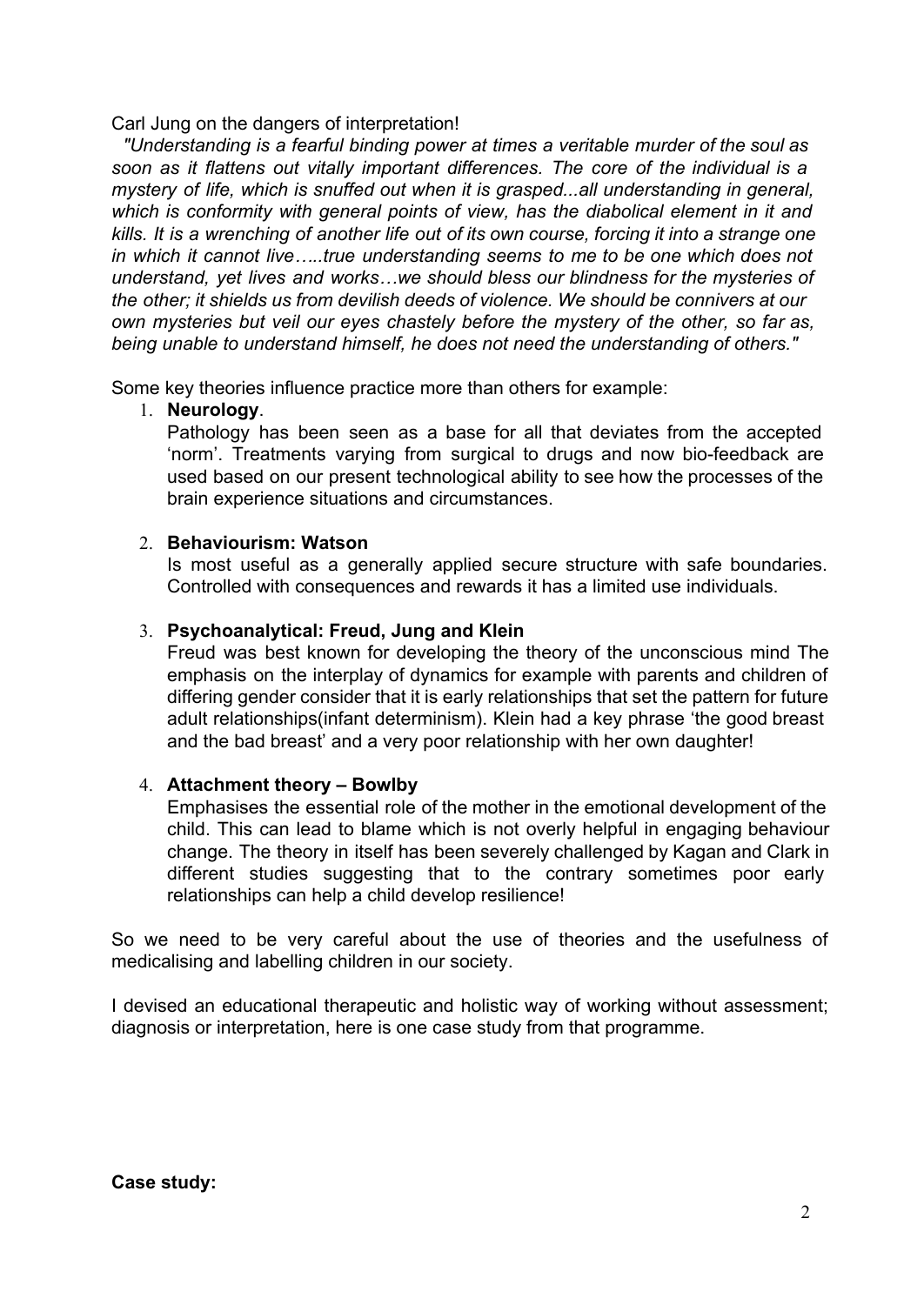Carl Jung on the dangers of interpretation!

*"Understanding is a fearful binding power at times a veritable murder of the soul as soon as it flattens out vitally important differences. The core of the individual is a mystery of life, which is snuffed out when it is grasped...all understanding in general, which is conformity with general points of view, has the diabolical element in it and kills. It is a wrenching of another life out of its own course, forcing it into a strange one in which it cannot live…..true understanding seems to me to be one which does not understand, yet lives and works…we should bless our blindness for the mysteries of the other; it shields us from devilish deeds of violence. We should be connivers at our own mysteries but veil our eyes chastely before the mystery of the other, so far as, being unable to understand himself, he does not need the understanding of others."*

Some key theories influence practice more than others for example:

1. **Neurology**.
   Pathology has been seen as a base for all that deviates from the accepted 'norm'. Treatments varying from surgical to drugs and now bio-feedback are used based on our present technological ability to see how the processes of the brain experience situations and circumstances.

2. **Behaviourism: Watson**
   Is most useful as a generally applied secure structure with safe boundaries. Controlled with consequences and rewards it has a limited use individuals.

3. **Psychoanalytical: Freud, Jung and Klein**
   Freud was best known for developing the theory of the unconscious mind The emphasis on the interplay of dynamics for example with parents and children of differing gender consider that it is early relationships that set the pattern for future adult relationships(infant determinism). Klein had a key phrase 'the good breast and the bad breast' and a very poor relationship with her own daughter!

4. **Attachment theory – Bowlby**
   Emphasises the essential role of the mother in the emotional development of the child. This can lead to blame which is not overly helpful in engaging behaviour change. The theory in itself has been severely challenged by Kagan and Clark in different studies suggesting that to the contrary sometimes poor early relationships can help a child develop resilience!

So we need to be very careful about the use of theories and the usefulness of medicalising and labelling children in our society.

I devised an educational therapeutic and holistic way of working without assessment; diagnosis or interpretation, here is one case study from that programme.

**Case study:**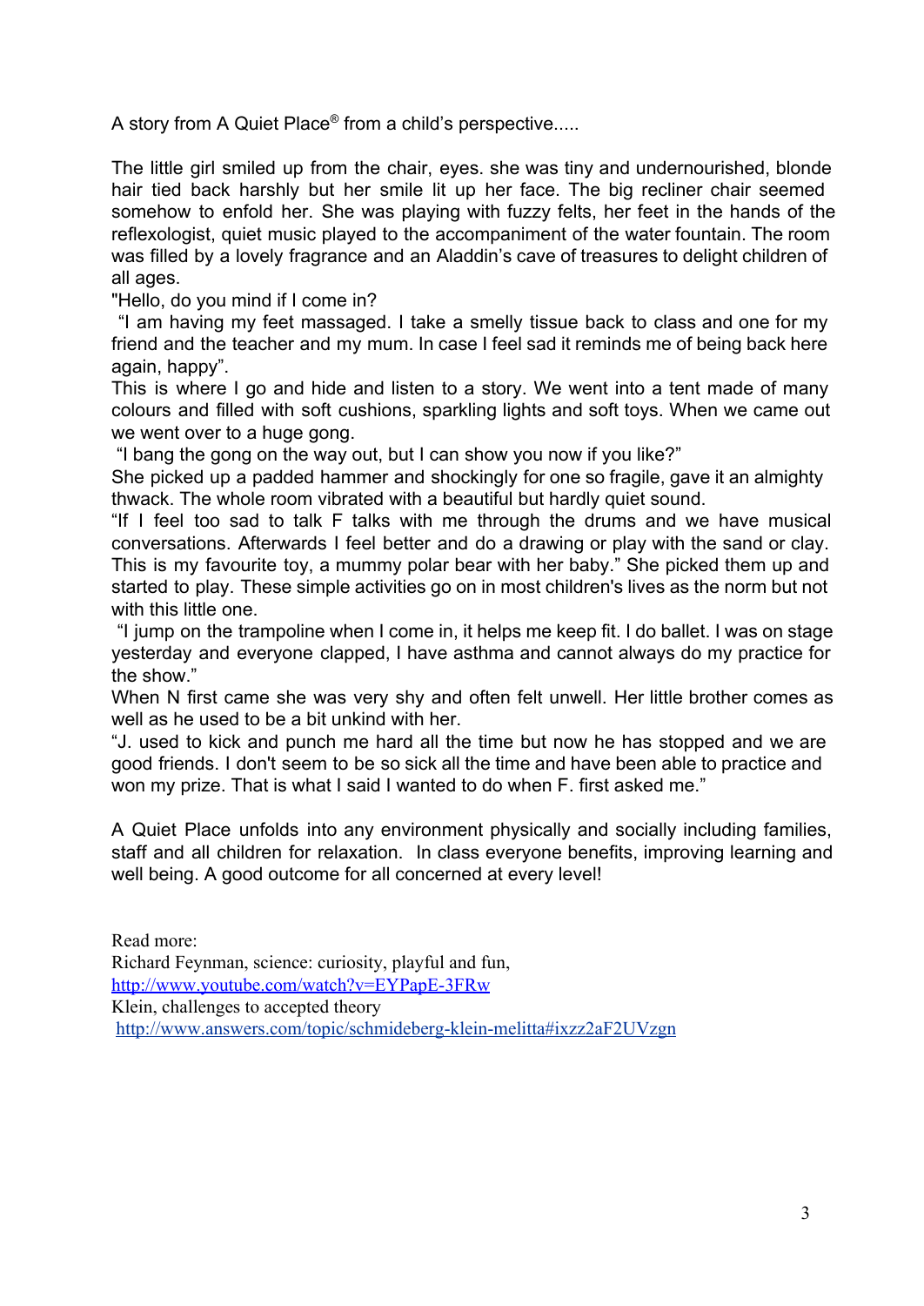A story from A Quiet Place® from a child's perspective.....

The little girl smiled up from the chair, eyes. she was tiny and undernourished, blonde hair tied back harshly but her smile lit up her face. The big recliner chair seemed somehow to enfold her. She was playing with fuzzy felts, her feet in the hands of the reflexologist, quiet music played to the accompaniment of the water fountain. The room was filled by a lovely fragrance and an Aladdin's cave of treasures to delight children of all ages.

"Hello, do you mind if I come in?

"I am having my feet massaged. I take a smelly tissue back to class and one for my friend and the teacher and my mum. In case I feel sad it reminds me of being back here again, happy".

This is where I go and hide and listen to a story. We went into a tent made of many colours and filled with soft cushions, sparkling lights and soft toys. When we came out we went over to a huge gong.

"I bang the gong on the way out, but I can show you now if you like?"

She picked up a padded hammer and shockingly for one so fragile, gave it an almighty thwack. The whole room vibrated with a beautiful but hardly quiet sound.

"If I feel too sad to talk F talks with me through the drums and we have musical conversations. Afterwards I feel better and do a drawing or play with the sand or clay. This is my favourite toy, a mummy polar bear with her baby." She picked them up and started to play. These simple activities go on in most children's lives as the norm but not with this little one.

"I jump on the trampoline when I come in, it helps me keep fit. I do ballet. I was on stage yesterday and everyone clapped, I have asthma and cannot always do my practice for the show."

When N first came she was very shy and often felt unwell. Her little brother comes as well as he used to be a bit unkind with her.

"J. used to kick and punch me hard all the time but now he has stopped and we are good friends. I don't seem to be so sick all the time and have been able to practice and won my prize. That is what I said I wanted to do when F. first asked me."

A Quiet Place unfolds into any environment physically and socially including families, staff and all children for relaxation. In class everyone benefits, improving learning and well being. A good outcome for all concerned at every level!

Read more:
Richard Feynman, science: curiosity, playful and fun,
http://www.youtube.com/watch?v=EYPapE-3FRw
Klein, challenges to accepted theory
http://www.answers.com/topic/schmideberg-klein-melitta#ixzz2aF2UVzgn